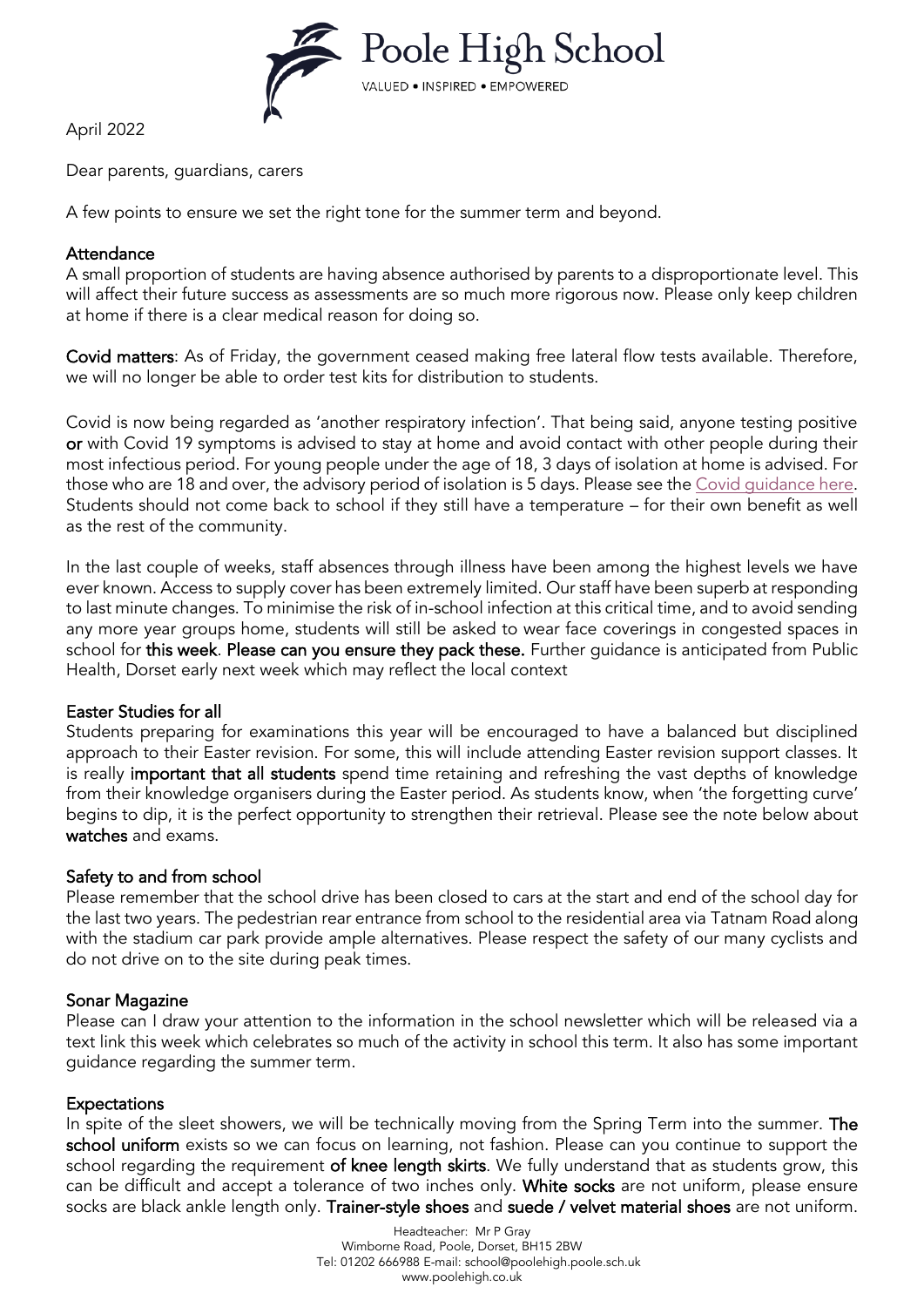# Poole High School

VALUED • INSPIRED • EMPOWERED

April 2022

Dear parents, guardians, carers

A few points to ensure we set the right tone for the summer term and beyond.

## Attendance

A small proportion of students are having absence authorised by parents to a disproportionate level. This will affect their future success as assessments are so much more rigorous now. Please only keep children at home if there is a clear medical reason for doing so.

**Covid matters**: As of Friday, the government ceased making free lateral flow tests available. Therefore, we will no longer be able to order test kits for distribution to students.

Covid is now being regarded as 'another respiratory infection'. That being said, anyone testing positive **or** with Covid 19 symptoms is advised to stay at home and avoid contact with other people during their most infectious period. For young people under the age of 18, 3 days of isolation at home is advised. For those who are 18 and over, the advisory period of isolation is 5 days. Please see the Covid guidance here. Students should not come back to school if they still have a temperature – for their own benefit as well as the rest of the community.

In the last couple of weeks, staff absences through illness have been among the highest levels we have ever known. Access to supply cover has been extremely limited. Our staff have been superb at responding to last minute changes. To minimise the risk of in-school infection at this critical time, and to avoid sending any more year groups home, students will still be asked to wear face coverings in congested spaces in school for **this week**. **Please can you ensure they pack these.** Further guidance is anticipated from Public Health, Dorset early next week which may reflect the local context

## Easter Studies for all

Students preparing for examinations this year will be encouraged to have a balanced but disciplined approach to their Easter revision. For some, this will include attending Easter revision support classes. It is really **important that all students** spend time retaining and refreshing the vast depths of knowledge from their knowledge organisers during the Easter period. As students know, when 'the forgetting curve' begins to dip, it is the perfect opportunity to strengthen their retrieval. Please see the note below about **watches** and exams.

## Safety to and from school

Please remember that the school drive has been closed to cars at the start and end of the school day for the last two years. The pedestrian rear entrance from school to the residential area via Tatnam Road along with the stadium car park provide ample alternatives. Please respect the safety of our many cyclists and do not drive on to the site during peak times.

## Sonar Magazine

Please can I draw your attention to the information in the school newsletter which will be released via a text link this week which celebrates so much of the activity in school this term. It also has some important guidance regarding the summer term.

## Expectations

In spite of the sleet showers, we will be technically moving from the Spring Term into the summer. **The school uniform** exists so we can focus on learning, not fashion. Please can you continue to support the school regarding the requirement **of knee length skirts**. We fully understand that as students grow, this can be difficult and accept a tolerance of two inches only. **White socks** are not uniform, please ensure socks are black ankle length only. **Trainer-style shoes** and **suede / velvet material shoes** are not uniform.

Headteacher: Mr P Gray
Wimborne Road, Poole, Dorset, BH15 2BW
Tel: 01202 666988 E-mail: school@poolehigh.poole.sch.uk
www.poolehigh.co.uk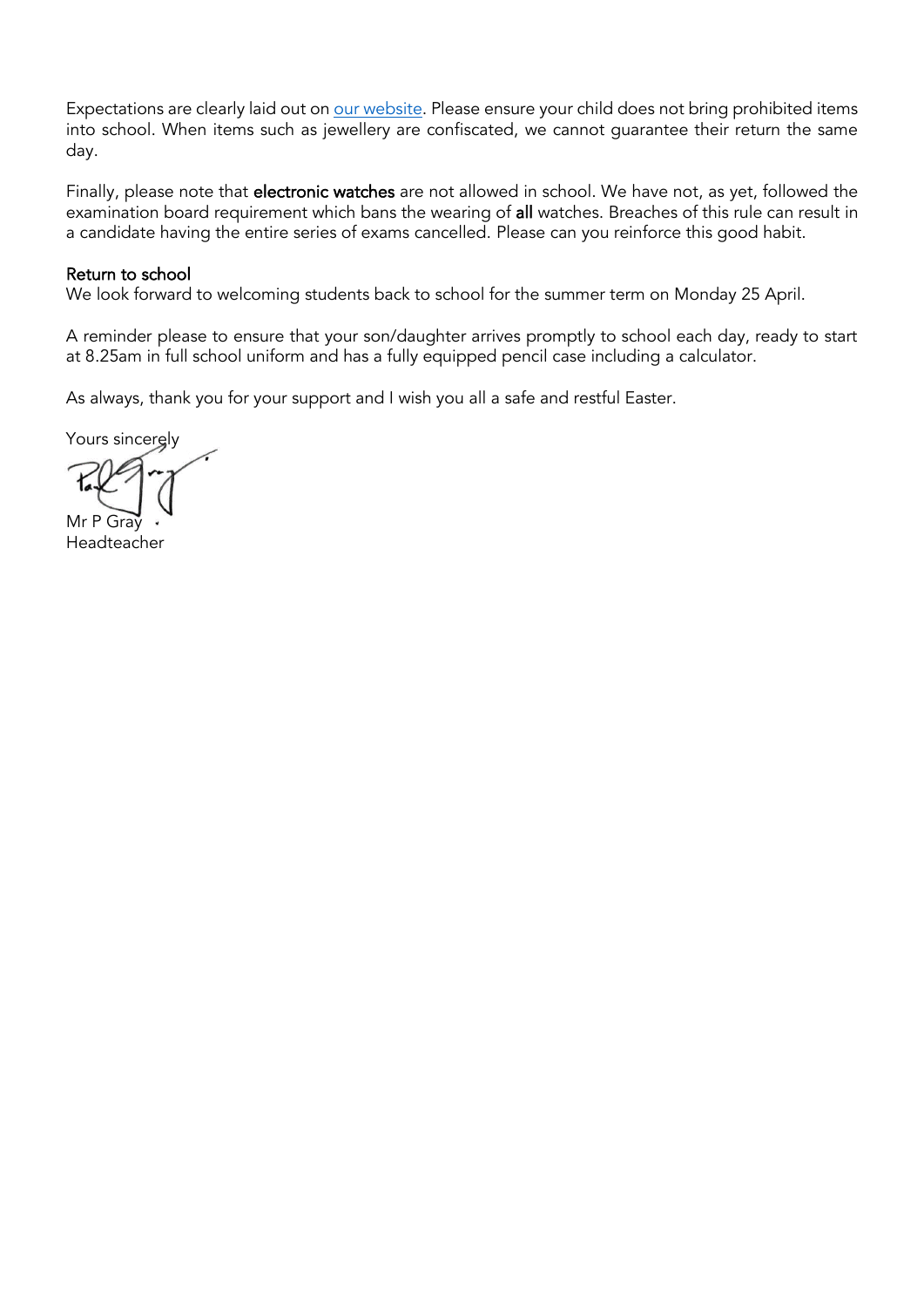Expectations are clearly laid out on our website. Please ensure your child does not bring prohibited items into school. When items such as jewellery are confiscated, we cannot guarantee their return the same day.

Finally, please note that **electronic watches** are not allowed in school. We have not, as yet, followed the examination board requirement which bans the wearing of **all** watches. Breaches of this rule can result in a candidate having the entire series of exams cancelled. Please can you reinforce this good habit.

### Return to school

We look forward to welcoming students back to school for the summer term on Monday 25 April.

A reminder please to ensure that your son/daughter arrives promptly to school each day, ready to start at 8.25am in full school uniform and has a fully equipped pencil case including a calculator.

As always, thank you for your support and I wish you all a safe and restful Easter.

Yours sincerely

Mr P Gray
Headteacher